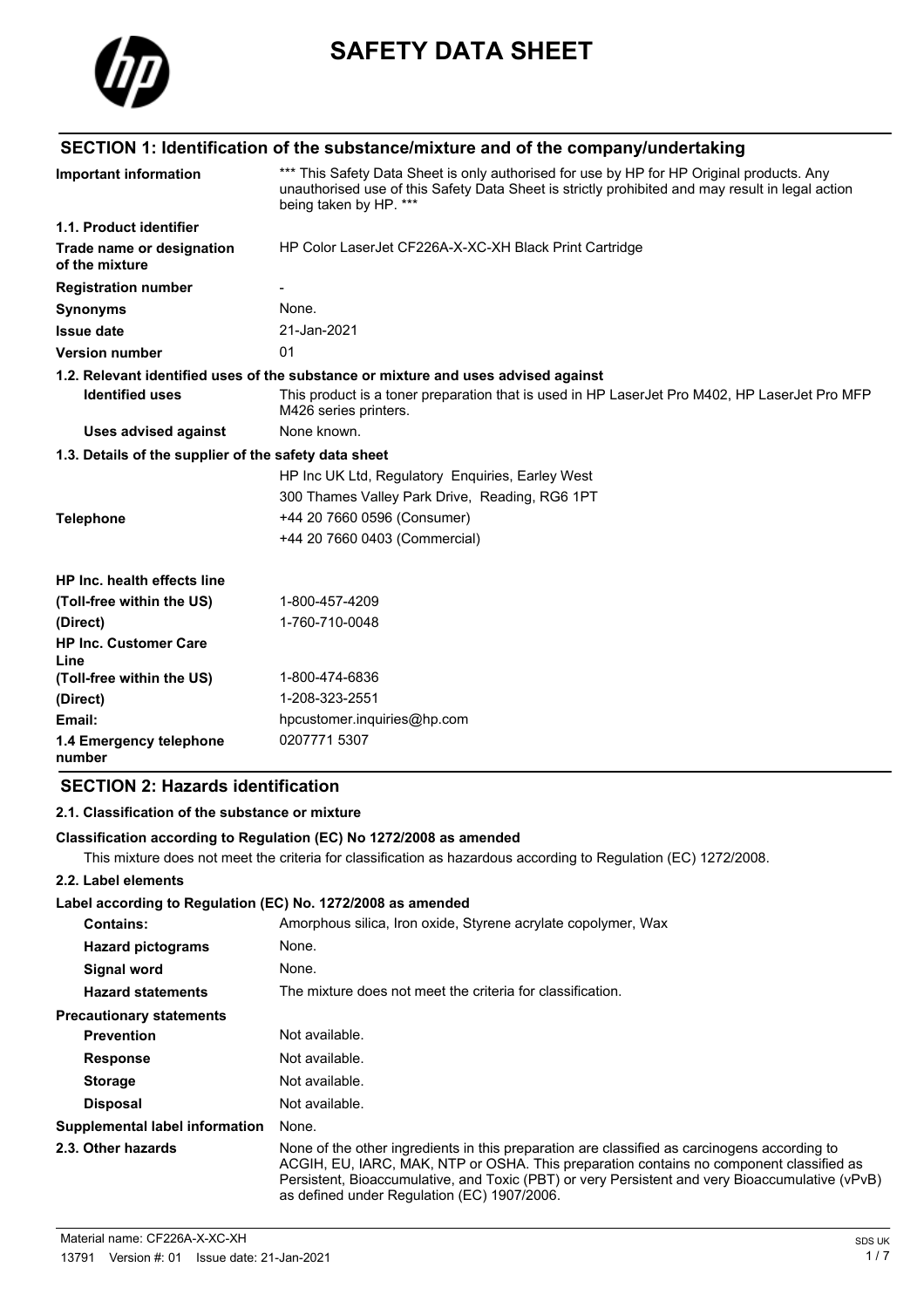# SAFETY DATA SHEET

## SECTION 1: Identification of the substance/mixture and of the company/undertaking

| | |
|---|---|
| **Important information** | *** This Safety Data Sheet is only authorised for use by HP for HP Original products. Any unauthorised use of this Safety Data Sheet is strictly prohibited and may result in legal action being taken by HP. *** |
| **1.1. Product identifier** | |
| **Trade name or designation of the mixture** | HP Color LaserJet CF226A-X-XC-XH Black Print Cartridge |
| **Registration number** | - |
| **Synonyms** | None. |
| **Issue date** | 21-Jan-2021 |
| **Version number** | 01 |

**1.2. Relevant identified uses of the substance or mixture and uses advised against**

| | |
|---|---|
| **Identified uses** | This product is a toner preparation that is used in HP LaserJet Pro M402, HP LaserJet Pro MFP M426 series printers. |
| **Uses advised against** | None known. |

**1.3. Details of the supplier of the safety data sheet**

HP Inc UK Ltd, Regulatory Enquiries, Earley West
300 Thames Valley Park Drive, Reading, RG6 1PT

| | |
|---|---|
| **Telephone** | +44 20 7660 0596 (Consumer) |
| | +44 20 7660 0403 (Commercial) |
| **HP Inc. health effects line** | |
| **(Toll-free within the US)** | 1-800-457-4209 |
| **(Direct)** | 1-760-710-0048 |
| **HP Inc. Customer Care Line** | |
| **(Toll-free within the US)** | 1-800-474-6836 |
| **(Direct)** | 1-208-323-2551 |
| **Email:** | hpcustomer.inquiries@hp.com |
| **1.4 Emergency telephone number** | 0207771 5307 |

## SECTION 2: Hazards identification

### 2.1. Classification of the substance or mixture

**Classification according to Regulation (EC) No 1272/2008 as amended**

This mixture does not meet the criteria for classification as hazardous according to Regulation (EC) 1272/2008.

### 2.2. Label elements

**Label according to Regulation (EC) No. 1272/2008 as amended**

| | |
|---|---|
| **Contains:** | Amorphous silica, Iron oxide, Styrene acrylate copolymer, Wax |
| **Hazard pictograms** | None. |
| **Signal word** | None. |
| **Hazard statements** | The mixture does not meet the criteria for classification. |
| **Precautionary statements** | |
| **Prevention** | Not available. |
| **Response** | Not available. |
| **Storage** | Not available. |
| **Disposal** | Not available. |
| **Supplemental label information** | None. |
| **2.3. Other hazards** | None of the other ingredients in this preparation are classified as carcinogens according to ACGIH, EU, IARC, MAK, NTP or OSHA. This preparation contains no component classified as Persistent, Bioaccumulative, and Toxic (PBT) or very Persistent and very Bioaccumulative (vPvB) as defined under Regulation (EC) 1907/2006. |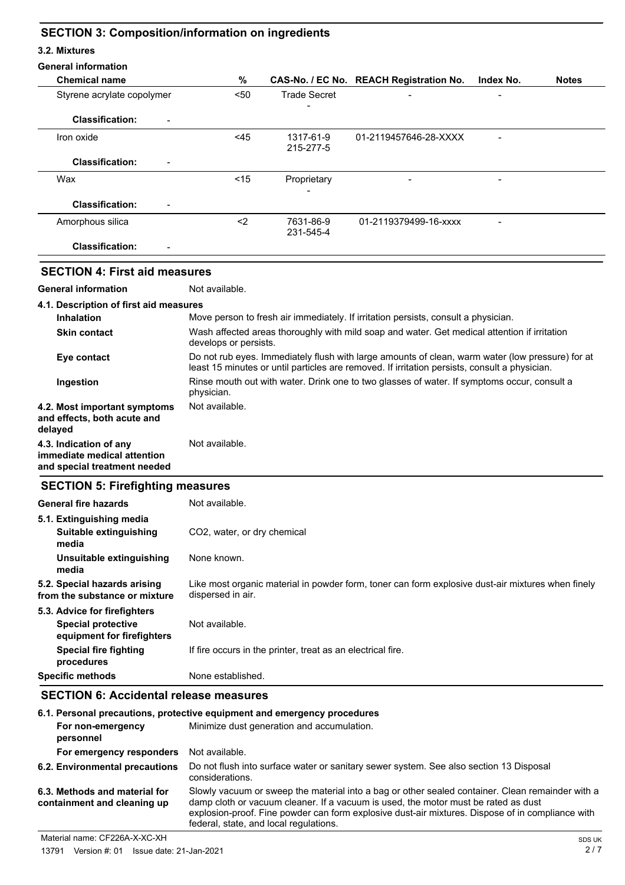## SECTION 3: Composition/information on ingredients

### 3.2. Mixtures

**General information**

| Chemical name | % | CAS-No. / EC No. | REACH Registration No. | Index No. | Notes |
|---|---|---|---|---|---|
| Styrene acrylate copolymer | <50 | Trade Secret<br>- | - | - | |
| **Classification:** - | | | | | |
| Iron oxide | <45 | 1317-61-9<br>215-277-5 | 01-2119457646-28-XXXX | - | |
| **Classification:** - | | | | | |
| Wax | <15 | Proprietary<br>- | - | - | |
| **Classification:** - | | | | | |
| Amorphous silica | <2 | 7631-86-9<br>231-545-4 | 01-2119379499-16-xxxx | - | |
| **Classification:** - | | | | | |

## SECTION 4: First aid measures

**General information** Not available.

### 4.1. Description of first aid measures

**Inhalation** Move person to fresh air immediately. If irritation persists, consult a physician.

**Skin contact** Wash affected areas thoroughly with mild soap and water. Get medical attention if irritation develops or persists.

**Eye contact** Do not rub eyes. Immediately flush with large amounts of clean, warm water (low pressure) for at least 15 minutes or until particles are removed. If irritation persists, consult a physician.

**Ingestion** Rinse mouth out with water. Drink one to two glasses of water. If symptoms occur, consult a physician.

**4.2. Most important symptoms and effects, both acute and delayed** Not available.

**4.3. Indication of any immediate medical attention and special treatment needed** Not available.

## SECTION 5: Firefighting measures

**General fire hazards** Not available.

### 5.1. Extinguishing media

**Suitable extinguishing media** $CO_2$, water, or dry chemical

**Unsuitable extinguishing media** None known.

**5.2. Special hazards arising from the substance or mixture** Like most organic material in powder form, toner can form explosive dust-air mixtures when finely dispersed in air.

### 5.3. Advice for firefighters

**Special protective equipment for firefighters** Not available.

**Special fire fighting procedures** If fire occurs in the printer, treat as an electrical fire.

**Specific methods** None established.

## SECTION 6: Accidental release measures

### 6.1. Personal precautions, protective equipment and emergency procedures

**For non-emergency personnel** Minimize dust generation and accumulation.

**For emergency responders** Not available.

**6.2. Environmental precautions** Do not flush into surface water or sanitary sewer system. See also section 13 Disposal considerations.

**6.3. Methods and material for containment and cleaning up** Slowly vacuum or sweep the material into a bag or other sealed container. Clean remainder with a damp cloth or vacuum cleaner. If a vacuum is used, the motor must be rated as dust explosion-proof. Fine powder can form explosive dust-air mixtures. Dispose of in compliance with federal, state, and local regulations.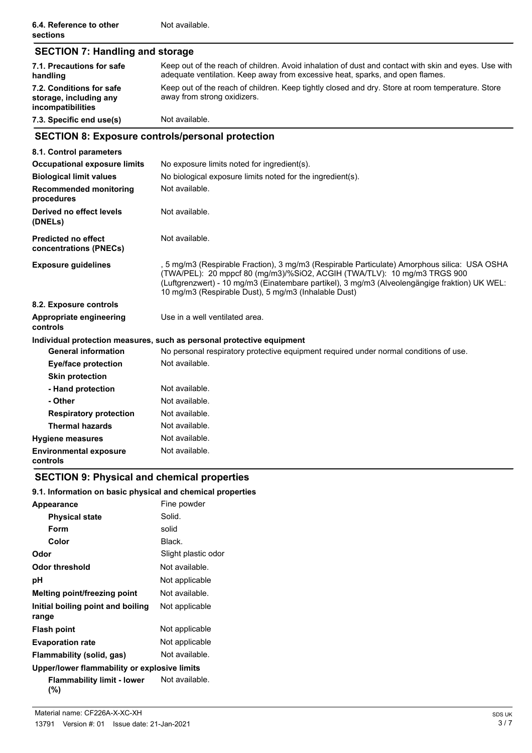| | |
|---|---|
| **6.4. Reference to other sections** | Not available. |

## SECTION 7: Handling and storage

| | |
|---|---|
| **7.1. Precautions for safe handling** | Keep out of the reach of children. Avoid inhalation of dust and contact with skin and eyes. Use with adequate ventilation. Keep away from excessive heat, sparks, and open flames. |
| **7.2. Conditions for safe storage, including any incompatibilities** | Keep out of the reach of children. Keep tightly closed and dry. Store at room temperature. Store away from strong oxidizers. |
| **7.3. Specific end use(s)** | Not available. |

## SECTION 8: Exposure controls/personal protection

| | |
|---|---|
| **8.1. Control parameters** | |
| **Occupational exposure limits** | No exposure limits noted for ingredient(s). |
| **Biological limit values** | No biological exposure limits noted for the ingredient(s). |
| **Recommended monitoring procedures** | Not available. |
| **Derived no effect levels (DNELs)** | Not available. |
| **Predicted no effect concentrations (PNECs)** | Not available. |
| **Exposure guidelines** | , 5 mg/m3 (Respirable Fraction), 3 mg/m3 (Respirable Particulate) Amorphous silica: USA OSHA (TWA/PEL): 20 mppcf 80 (mg/m3)/%SiO2, ACGIH (TWA/TLV): 10 mg/m3 TRGS 900 (Luftgrenzwert) - 10 mg/m3 (Einatembare partikel), 3 mg/m3 (Alveolengängige fraktion) UK WEL: 10 mg/m3 (Respirable Dust), 5 mg/m3 (Inhalable Dust) |
| **8.2. Exposure controls** | |
| **Appropriate engineering controls** | Use in a well ventilated area. |

**Individual protection measures, such as personal protective equipment**

| | |
|---|---|
| **General information** | No personal respiratory protective equipment required under normal conditions of use. |
| **Eye/face protection** | Not available. |
| **Skin protection** | |
| **- Hand protection** | Not available. |
| **- Other** | Not available. |
| **Respiratory protection** | Not available. |
| **Thermal hazards** | Not available. |
| **Hygiene measures** | Not available. |
| **Environmental exposure controls** | Not available. |

## SECTION 9: Physical and chemical properties

**9.1. Information on basic physical and chemical properties**

| | |
|---|---|
| **Appearance** | Fine powder |
| **Physical state** | Solid. |
| **Form** | solid |
| **Color** | Black. |
| **Odor** | Slight plastic odor |
| **Odor threshold** | Not available. |
| **pH** | Not applicable |
| **Melting point/freezing point** | Not available. |
| **Initial boiling point and boiling range** | Not applicable |
| **Flash point** | Not applicable |
| **Evaporation rate** | Not applicable |
| **Flammability (solid, gas)** | Not available. |
| **Upper/lower flammability or explosive limits** | |
| **Flammability limit - lower (%)** | Not available. |

Material name: CF226A-X-XC-XH

13791 Version #: 01 Issue date: 21-Jan-2021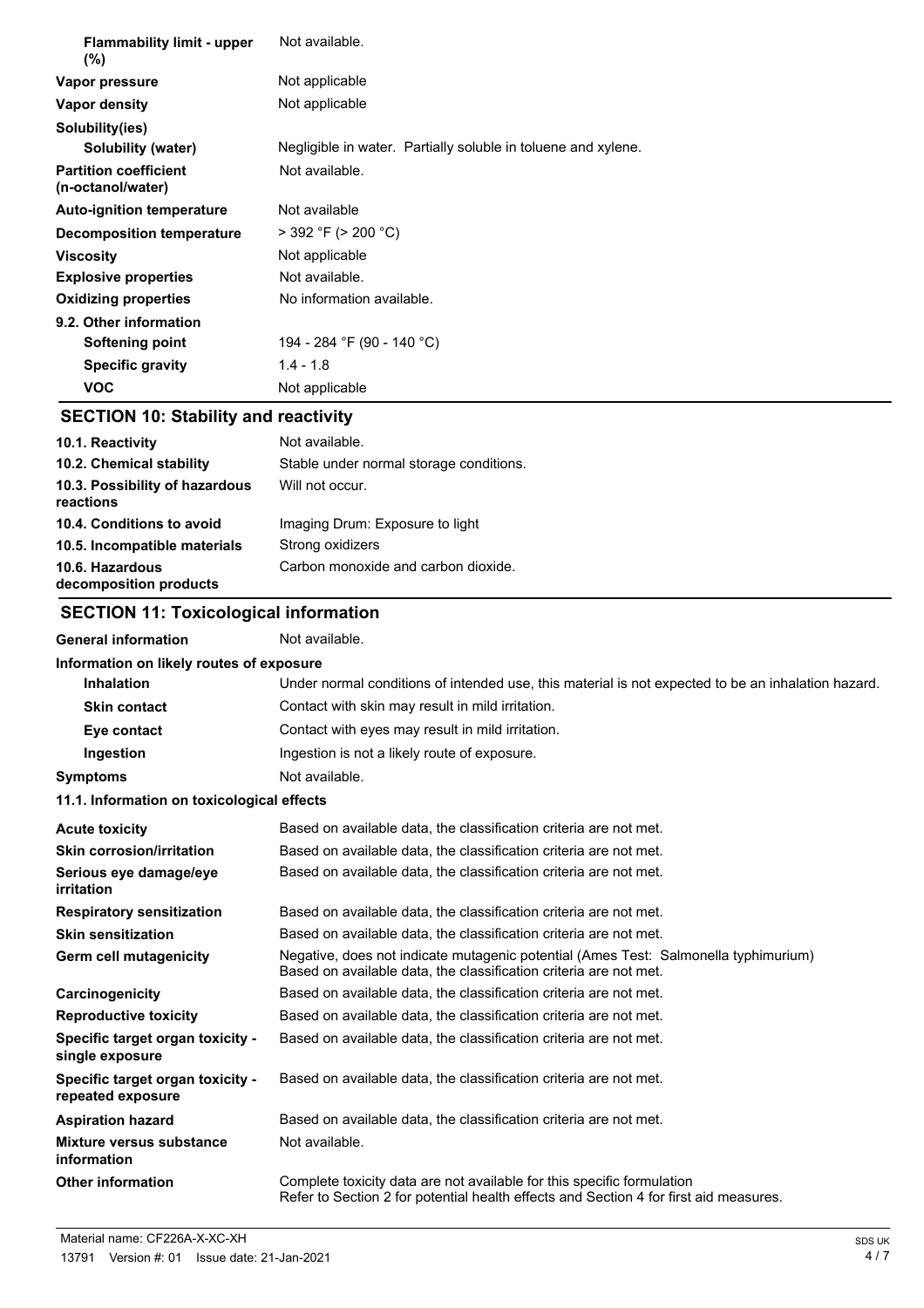| | |
|---|---|
| **Flammability limit - upper (%)** | Not available. |
| **Vapor pressure** | Not applicable |
| **Vapor density** | Not applicable |
| **Solubility(ies)** | |
| **Solubility (water)** | Negligible in water. Partially soluble in toluene and xylene. |
| **Partition coefficient (n-octanol/water)** | Not available. |
| **Auto-ignition temperature** | Not available |
| **Decomposition temperature** | > 392 °F (> 200 °C) |
| **Viscosity** | Not applicable |
| **Explosive properties** | Not available. |
| **Oxidizing properties** | No information available. |
| **9.2. Other information** | |
| **Softening point** | 194 - 284 °F (90 - 140 °C) |
| **Specific gravity** | 1.4 - 1.8 |
| **VOC** | Not applicable |

## SECTION 10: Stability and reactivity

| | |
|---|---|
| **10.1. Reactivity** | Not available. |
| **10.2. Chemical stability** | Stable under normal storage conditions. |
| **10.3. Possibility of hazardous reactions** | Will not occur. |
| **10.4. Conditions to avoid** | Imaging Drum: Exposure to light |
| **10.5. Incompatible materials** | Strong oxidizers |
| **10.6. Hazardous decomposition products** | Carbon monoxide and carbon dioxide. |

## SECTION 11: Toxicological information

| | |
|---|---|
| **General information** | Not available. |
| **Information on likely routes of exposure** | |
| **Inhalation** | Under normal conditions of intended use, this material is not expected to be an inhalation hazard. |
| **Skin contact** | Contact with skin may result in mild irritation. |
| **Eye contact** | Contact with eyes may result in mild irritation. |
| **Ingestion** | Ingestion is not a likely route of exposure. |
| **Symptoms** | Not available. |

**11.1. Information on toxicological effects**

| | |
|---|---|
| **Acute toxicity** | Based on available data, the classification criteria are not met. |
| **Skin corrosion/irritation** | Based on available data, the classification criteria are not met. |
| **Serious eye damage/eye irritation** | Based on available data, the classification criteria are not met. |
| **Respiratory sensitization** | Based on available data, the classification criteria are not met. |
| **Skin sensitization** | Based on available data, the classification criteria are not met. |
| **Germ cell mutagenicity** | Negative, does not indicate mutagenic potential (Ames Test: Salmonella typhimurium) Based on available data, the classification criteria are not met. |
| **Carcinogenicity** | Based on available data, the classification criteria are not met. |
| **Reproductive toxicity** | Based on available data, the classification criteria are not met. |
| **Specific target organ toxicity - single exposure** | Based on available data, the classification criteria are not met. |
| **Specific target organ toxicity - repeated exposure** | Based on available data, the classification criteria are not met. |
| **Aspiration hazard** | Based on available data, the classification criteria are not met. |
| **Mixture versus substance information** | Not available. |
| **Other information** | Complete toxicity data are not available for this specific formulation Refer to Section 2 for potential health effects and Section 4 for first aid measures. |

Material name: CF226A-X-XC-XH

13791 Version #: 01 Issue date: 21-Jan-2021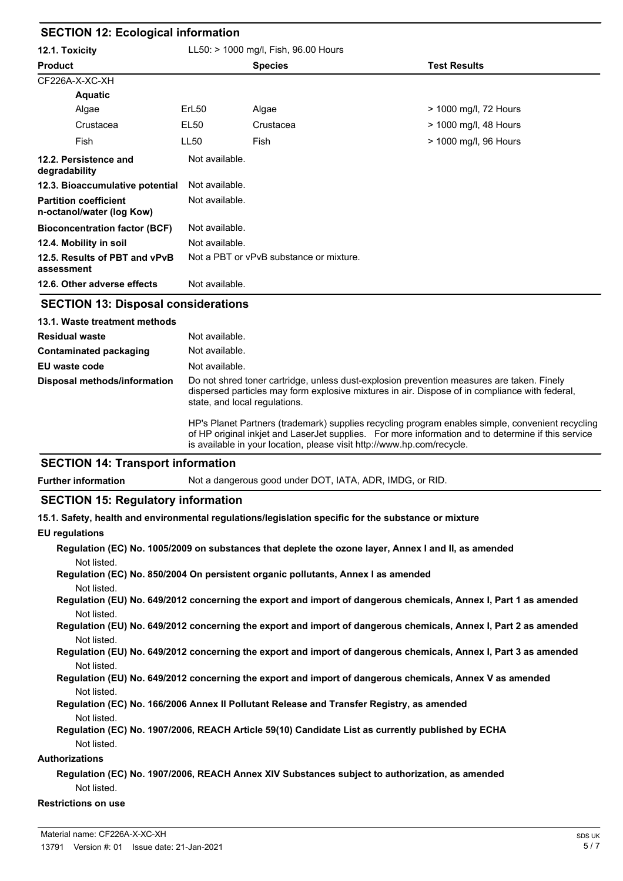## SECTION 12: Ecological information

**12.1. Toxicity** LL50: > 1000 mg/l, Fish, 96.00 Hours

| Product | | Species | Test Results |
|---|---|---|---|
| CF226A-X-XC-XH | | | |
| **Aquatic** | | | |
| Algae | ErL50 | Algae | > 1000 mg/l, 72 Hours |
| Crustacea | EL50 | Crustacea | > 1000 mg/l, 48 Hours |
| Fish | LL50 | Fish | > 1000 mg/l, 96 Hours |

**12.2. Persistence and degradability** Not available.

**12.3. Bioaccumulative potential** Not available.

**Partition coefficient n-octanol/water (log Kow)** Not available.

**Bioconcentration factor (BCF)** Not available.

**12.4. Mobility in soil** Not available.

**12.5. Results of PBT and vPvB assessment** Not a PBT or vPvB substance or mixture.

**12.6. Other adverse effects** Not available.

## SECTION 13: Disposal considerations

**13.1. Waste treatment methods**

**Residual waste** Not available.

**Contaminated packaging** Not available.

**EU waste code** Not available.

**Disposal methods/information** Do not shred toner cartridge, unless dust-explosion prevention measures are taken. Finely dispersed particles may form explosive mixtures in air. Dispose of in compliance with federal, state, and local regulations.

HP's Planet Partners (trademark) supplies recycling program enables simple, convenient recycling of HP original inkjet and LaserJet supplies. For more information and to determine if this service is available in your location, please visit http://www.hp.com/recycle.

## SECTION 14: Transport information

**Further information** Not a dangerous good under DOT, IATA, ADR, IMDG, or RID.

## SECTION 15: Regulatory information

**15.1. Safety, health and environmental regulations/legislation specific for the substance or mixture**

**EU regulations**

**Regulation (EC) No. 1005/2009 on substances that deplete the ozone layer, Annex I and II, as amended**
Not listed.

**Regulation (EC) No. 850/2004 On persistent organic pollutants, Annex I as amended**
Not listed.

**Regulation (EU) No. 649/2012 concerning the export and import of dangerous chemicals, Annex I, Part 1 as amended**
Not listed.

**Regulation (EU) No. 649/2012 concerning the export and import of dangerous chemicals, Annex I, Part 2 as amended**
Not listed.

**Regulation (EU) No. 649/2012 concerning the export and import of dangerous chemicals, Annex I, Part 3 as amended**
Not listed.

**Regulation (EU) No. 649/2012 concerning the export and import of dangerous chemicals, Annex V as amended**
Not listed.

**Regulation (EC) No. 166/2006 Annex II Pollutant Release and Transfer Registry, as amended**
Not listed.

**Regulation (EC) No. 1907/2006, REACH Article 59(10) Candidate List as currently published by ECHA**
Not listed.

**Authorizations**

**Regulation (EC) No. 1907/2006, REACH Annex XIV Substances subject to authorization, as amended**
Not listed.

**Restrictions on use**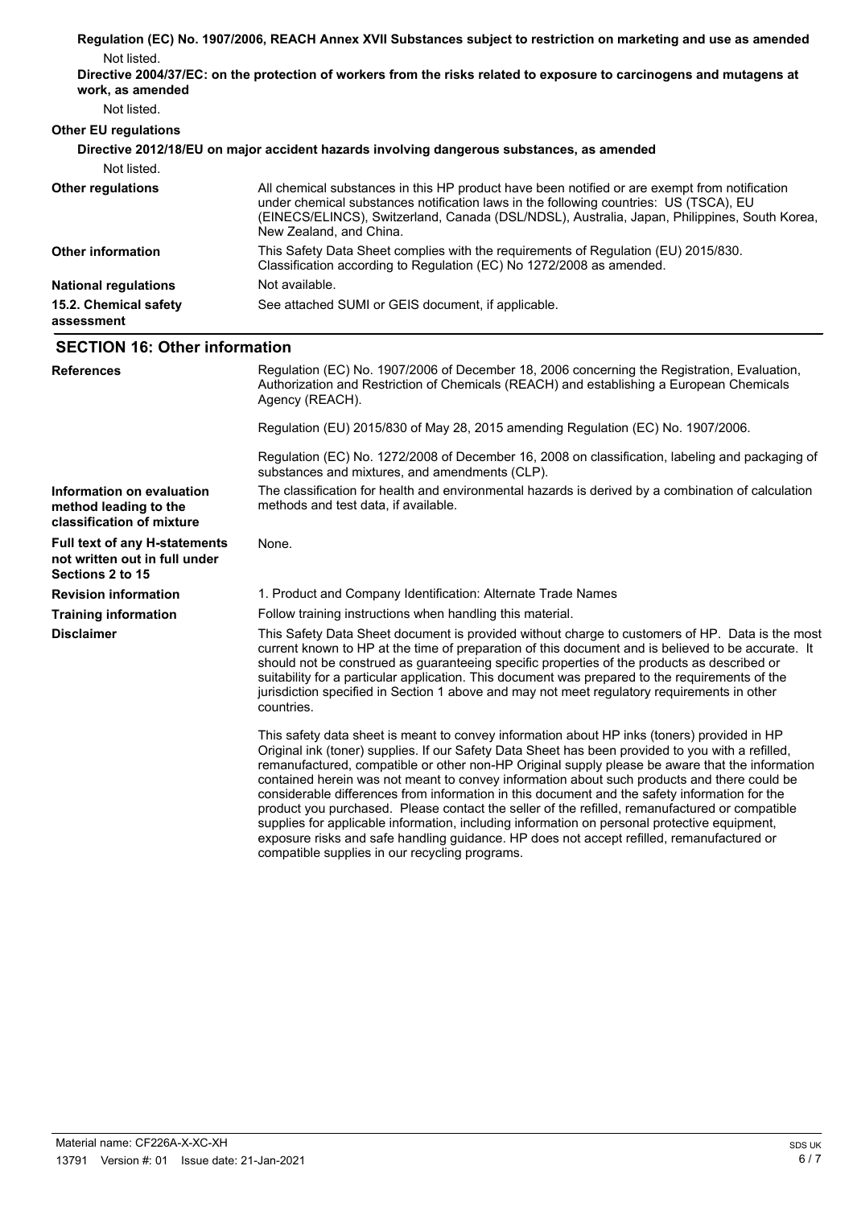**Regulation (EC) No. 1907/2006, REACH Annex XVII Substances subject to restriction on marketing and use as amended**

Not listed.

**Directive 2004/37/EC: on the protection of workers from the risks related to exposure to carcinogens and mutagens at work, as amended**

Not listed.

**Other EU regulations**

**Directive 2012/18/EU on major accident hazards involving dangerous substances, as amended**

Not listed.

**Other regulations**

All chemical substances in this HP product have been notified or are exempt from notification under chemical substances notification laws in the following countries: US (TSCA), EU (EINECS/ELINCS), Switzerland, Canada (DSL/NDSL), Australia, Japan, Philippines, South Korea, New Zealand, and China.

**Other information**

This Safety Data Sheet complies with the requirements of Regulation (EU) 2015/830. Classification according to Regulation (EC) No 1272/2008 as amended.

**National regulations**

Not available.

**15.2. Chemical safety assessment**

See attached SUMI or GEIS document, if applicable.

## SECTION 16: Other information

**References**

Regulation (EC) No. 1907/2006 of December 18, 2006 concerning the Registration, Evaluation, Authorization and Restriction of Chemicals (REACH) and establishing a European Chemicals Agency (REACH).

Regulation (EU) 2015/830 of May 28, 2015 amending Regulation (EC) No. 1907/2006.

Regulation (EC) No. 1272/2008 of December 16, 2008 on classification, labeling and packaging of substances and mixtures, and amendments (CLP).

**Information on evaluation method leading to the classification of mixture**

The classification for health and environmental hazards is derived by a combination of calculation methods and test data, if available.

**Full text of any H-statements not written out in full under Sections 2 to 15**

None.

**Revision information**

1. Product and Company Identification: Alternate Trade Names

**Training information**

Follow training instructions when handling this material.

**Disclaimer**

This Safety Data Sheet document is provided without charge to customers of HP. Data is the most current known to HP at the time of preparation of this document and is believed to be accurate. It should not be construed as guaranteeing specific properties of the products as described or suitability for a particular application. This document was prepared to the requirements of the jurisdiction specified in Section 1 above and may not meet regulatory requirements in other countries.

This safety data sheet is meant to convey information about HP inks (toners) provided in HP Original ink (toner) supplies. If our Safety Data Sheet has been provided to you with a refilled, remanufactured, compatible or other non-HP Original supply please be aware that the information contained herein was not meant to convey information about such products and there could be considerable differences from information in this document and the safety information for the product you purchased. Please contact the seller of the refilled, remanufactured or compatible supplies for applicable information, including information on personal protective equipment, exposure risks and safe handling guidance. HP does not accept refilled, remanufactured or compatible supplies in our recycling programs.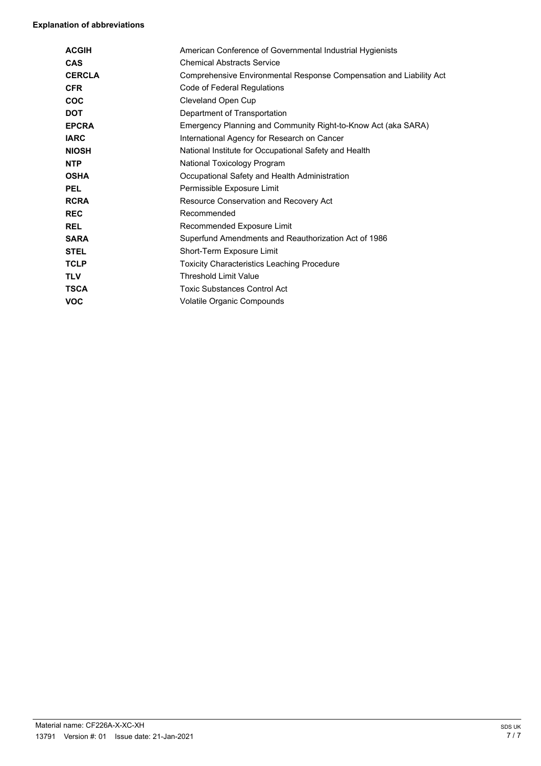**Explanation of abbreviations**

| | |
|---|---|
| **ACGIH** | American Conference of Governmental Industrial Hygienists |
| **CAS** | Chemical Abstracts Service |
| **CERCLA** | Comprehensive Environmental Response Compensation and Liability Act |
| **CFR** | Code of Federal Regulations |
| **COC** | Cleveland Open Cup |
| **DOT** | Department of Transportation |
| **EPCRA** | Emergency Planning and Community Right-to-Know Act (aka SARA) |
| **IARC** | International Agency for Research on Cancer |
| **NIOSH** | National Institute for Occupational Safety and Health |
| **NTP** | National Toxicology Program |
| **OSHA** | Occupational Safety and Health Administration |
| **PEL** | Permissible Exposure Limit |
| **RCRA** | Resource Conservation and Recovery Act |
| **REC** | Recommended |
| **REL** | Recommended Exposure Limit |
| **SARA** | Superfund Amendments and Reauthorization Act of 1986 |
| **STEL** | Short-Term Exposure Limit |
| **TCLP** | Toxicity Characteristics Leaching Procedure |
| **TLV** | Threshold Limit Value |
| **TSCA** | Toxic Substances Control Act |
| **VOC** | Volatile Organic Compounds |